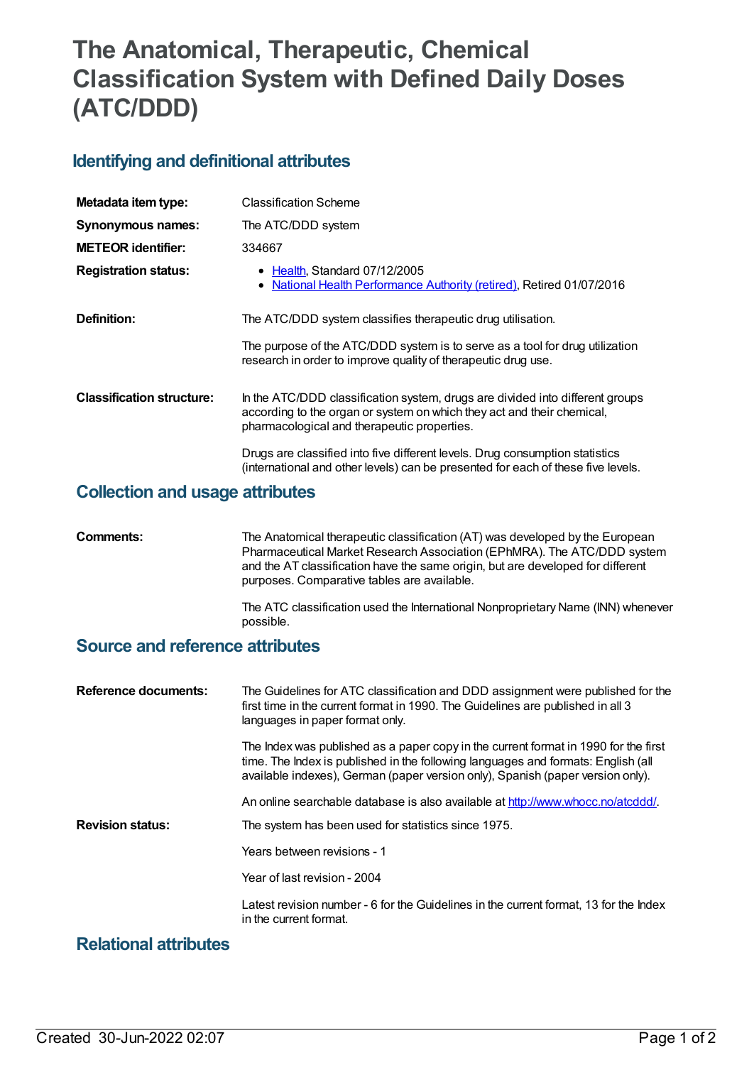# The Anatomical, Therapeutic, Chemical Classification System with Defined Daily Doses (ATC/DDD)

## Identifying and definitional attributes

| | |
|---|---|
| **Metadata item type:** | Classification Scheme |
| **Synonymous names:** | The ATC/DDD system |
| **METEOR identifier:** | 334667 |
| **Registration status:** | • Health, Standard 07/12/2005<br>• National Health Performance Authority (retired), Retired 01/07/2016 |
| **Definition:** | The ATC/DDD system classifies therapeutic drug utilisation.<br><br>The purpose of the ATC/DDD system is to serve as a tool for drug utilization research in order to improve quality of therapeutic drug use. |
| **Classification structure:** | In the ATC/DDD classification system, drugs are divided into different groups according to the organ or system on which they act and their chemical, pharmacological and therapeutic properties.<br><br>Drugs are classified into five different levels. Drug consumption statistics (international and other levels) can be presented for each of these five levels. |

## Collection and usage attributes

| | |
|---|---|
| **Comments:** | The Anatomical therapeutic classification (AT) was developed by the European Pharmaceutical Market Research Association (EPhMRA). The ATC/DDD system and the AT classification have the same origin, but are developed for different purposes. Comparative tables are available.<br><br>The ATC classification used the International Nonproprietary Name (INN) whenever possible. |

## Source and reference attributes

| | |
|---|---|
| **Reference documents:** | The Guidelines for ATC classification and DDD assignment were published for the first time in the current format in 1990. The Guidelines are published in all 3 languages in paper format only.<br><br>The Index was published as a paper copy in the current format in 1990 for the first time. The Index is published in the following languages and formats: English (all available indexes), German (paper version only), Spanish (paper version only).<br><br>An online searchable database is also available at http://www.whocc.no/atcddd/. |
| **Revision status:** | The system has been used for statistics since 1975.<br><br>Years between revisions - 1<br><br>Year of last revision - 2004<br><br>Latest revision number - 6 for the Guidelines in the current format, 13 for the Index in the current format. |

## Relational attributes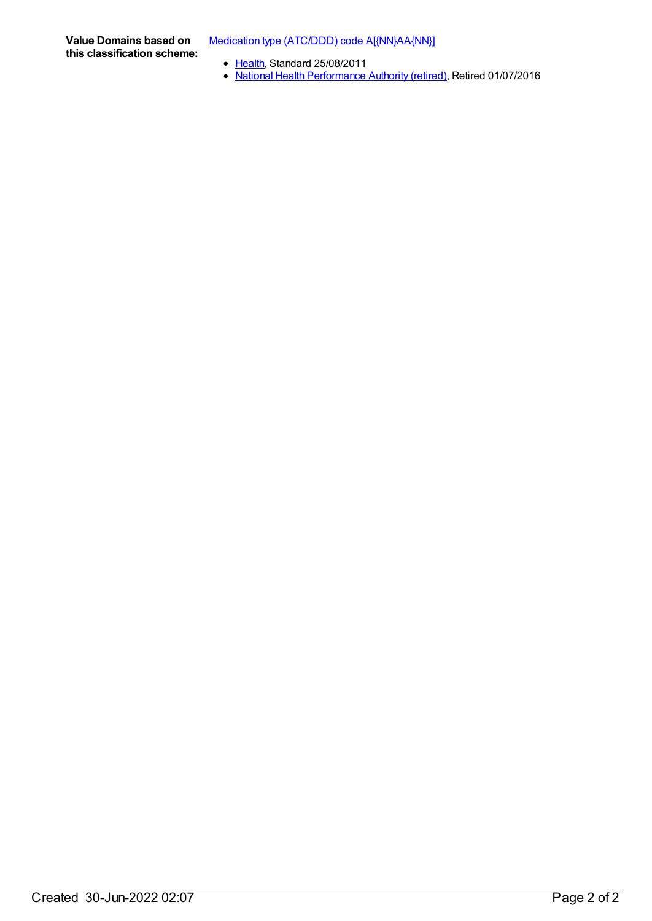**Value Domains based on this classification scheme:**

Medication type (ATC/DDD) code A[{NN}AA{NN}]

- Health, Standard 25/08/2011
- National Health Performance Authority (retired), Retired 01/07/2016